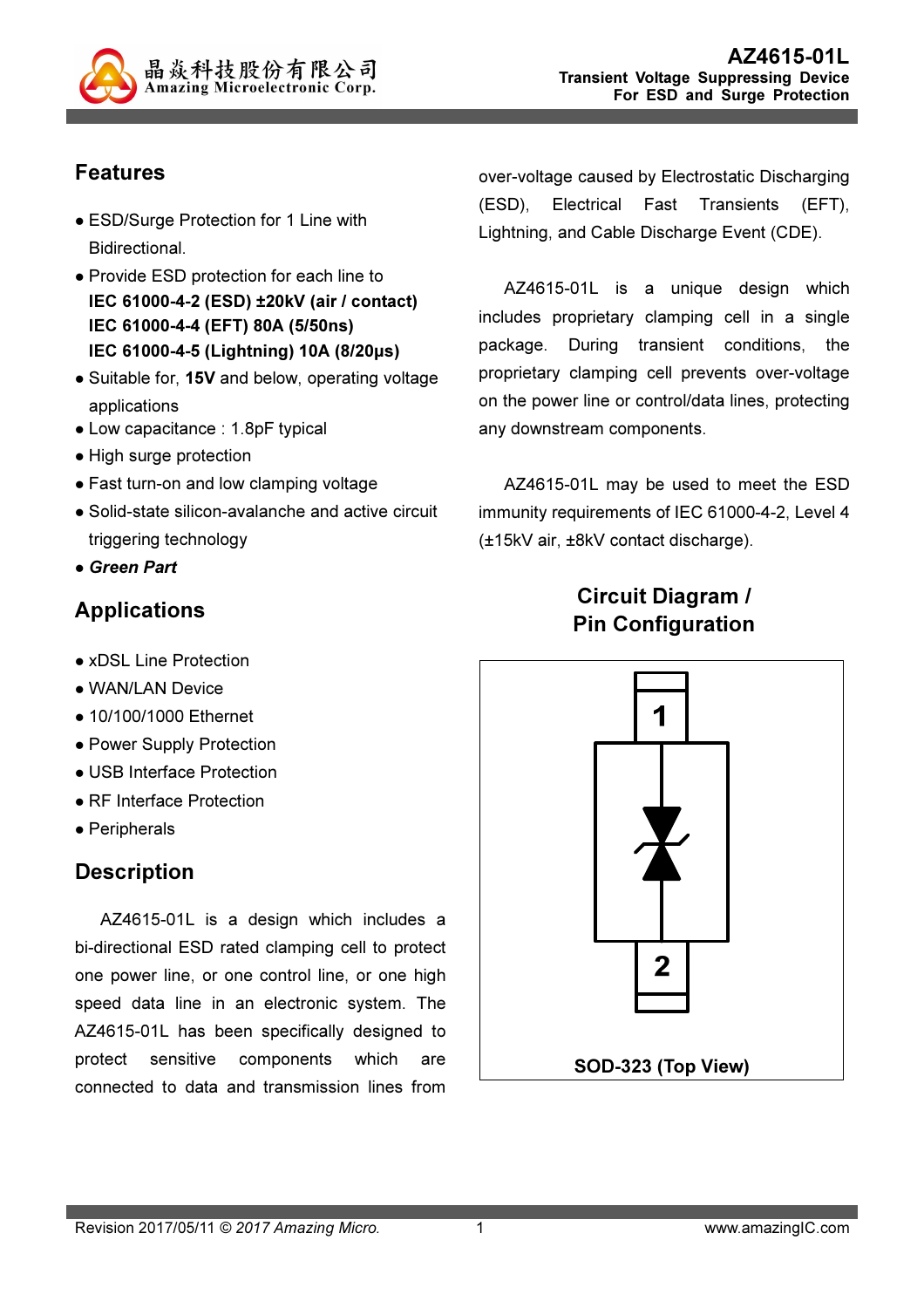# AZ4615-01L

**Transient Voltage Suppressing Device For ESD and Surge Protection**

## Features

- ESD/Surge Protection for 1 Line with Bidirectional.
- Provide ESD protection for each line to
  **IEC 61000-4-2 (ESD) ±20kV (air / contact)**
  **IEC 61000-4-4 (EFT) 80A (5/50ns)**
  **IEC 61000-4-5 (Lightning) 10A (8/20µs)**
- Suitable for, **15V** and below, operating voltage applications
- Low capacitance : 1.8pF typical
- High surge protection
- Fast turn-on and low clamping voltage
- Solid-state silicon-avalanche and active circuit triggering technology
- ***Green Part***

## Applications

- xDSL Line Protection
- WAN/LAN Device
- 10/100/1000 Ethernet
- Power Supply Protection
- USB Interface Protection
- RF Interface Protection
- Peripherals

## Description

AZ4615-01L is a design which includes a bi-directional ESD rated clamping cell to protect one power line, or one control line, or one high speed data line in an electronic system. The AZ4615-01L has been specifically designed to protect sensitive components which are connected to data and transmission lines from over-voltage caused by Electrostatic Discharging (ESD), Electrical Fast Transients (EFT), Lightning, and Cable Discharge Event (CDE).

AZ4615-01L is a unique design which includes proprietary clamping cell in a single package. During transient conditions, the proprietary clamping cell prevents over-voltage on the power line or control/data lines, protecting any downstream components.

AZ4615-01L may be used to meet the ESD immunity requirements of IEC 61000-4-2, Level 4 (±15kV air, ±8kV contact discharge).

## Circuit Diagram / Pin Configuration

1

2

**SOD-323 (Top View)**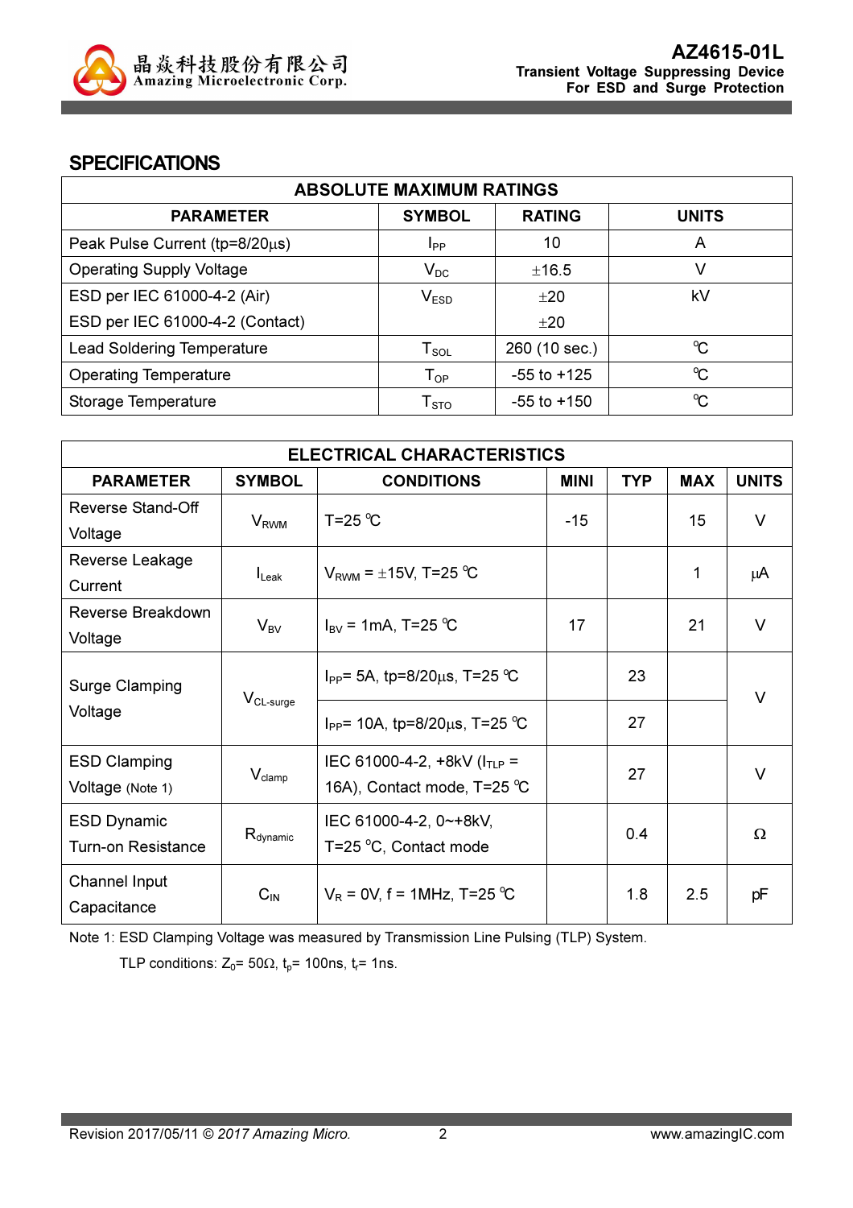## SPECIFICATIONS

| ABSOLUTE MAXIMUM RATINGS | | | |
|---|---|---|---|
| **PARAMETER** | **SYMBOL** | **RATING** | **UNITS** |
| Peak Pulse Current (tp=8/20μs) | $I_{PP}$ | 10 | A |
| Operating Supply Voltage | $V_{DC}$ | ±16.5 | V |
| ESD per IEC 61000-4-2 (Air) | $V_{ESD}$ | ±20 | kV |
| ESD per IEC 61000-4-2 (Contact) | | ±20 | |
| Lead Soldering Temperature | $T_{SOL}$ | 260 (10 sec.) | ℃ |
| Operating Temperature | $T_{OP}$ | -55 to +125 | ℃ |
| Storage Temperature | $T_{STO}$ | -55 to +150 | ℃ |

| ELECTRICAL CHARACTERISTICS | | | | | | |
|---|---|---|---|---|---|---|
| **PARAMETER** | **SYMBOL** | **CONDITIONS** | **MINI** | **TYP** | **MAX** | **UNITS** |
| Reverse Stand-Off Voltage | $V_{RWM}$ | T=25 ℃ | -15 | | 15 | V |
| Reverse Leakage Current | $I_{Leak}$ | $V_{RWM}$ = ±15V, T=25 ℃ | | | 1 | μA |
| Reverse Breakdown Voltage | $V_{BV}$ | $I_{BV}$ = 1mA, T=25 ℃ | 17 | | 21 | V |
| Surge Clamping Voltage | $V_{CL\text{-}surge}$ | $I_{PP}$= 5A, tp=8/20μs, T=25 ℃ | | 23 | | V |
| | | $I_{PP}$= 10A, tp=8/20μs, T=25 ℃ | | 27 | | |
| ESD Clamping Voltage (Note 1) | $V_{clamp}$ | IEC 61000-4-2, +8kV ($I_{TLP}$ = 16A), Contact mode, T=25 ℃ | | 27 | | V |
| ESD Dynamic Turn-on Resistance | $R_{dynamic}$ | IEC 61000-4-2, 0~+8kV, T=25 °C, Contact mode | | 0.4 | | Ω |
| Channel Input Capacitance | $C_{IN}$ | $V_R$ = 0V, f = 1MHz, T=25 ℃ | | 1.8 | 2.5 | pF |

Note 1: ESD Clamping Voltage was measured by Transmission Line Pulsing (TLP) System.

TLP conditions: $Z_0$= 50Ω, $t_p$= 100ns, $t_r$= 1ns.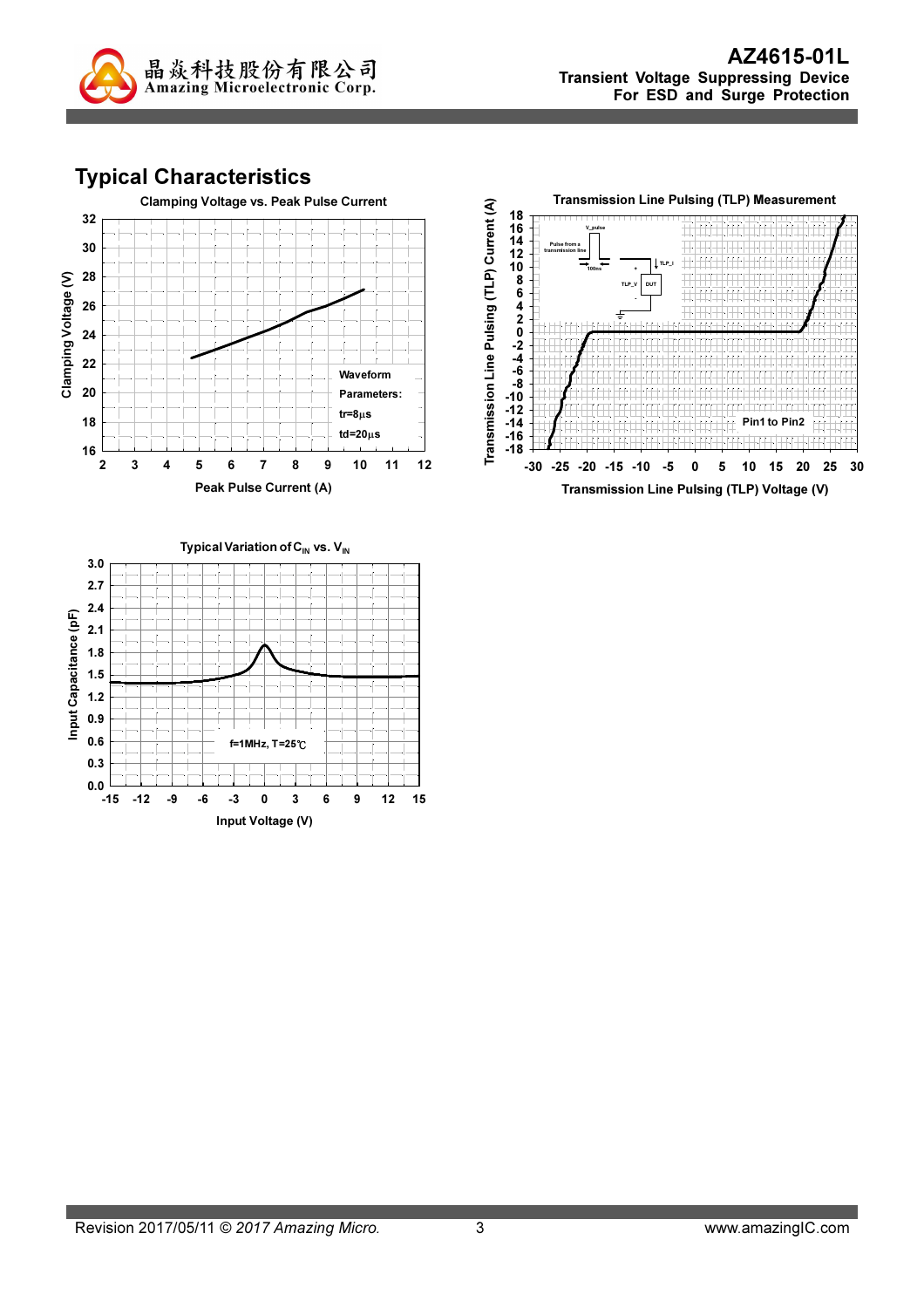## Typical Characteristics

**Clamping Voltage vs. Peak Pulse Current**

Clamping Voltage (V)

Peak Pulse Current (A)

Waveform Parameters:
tr=8μs
td=20μs

**Transmission Line Pulsing (TLP) Measurement**

Transmission Line Pulsing (TLP) Current (A)

Transmission Line Pulsing (TLP) Voltage (V)

Pin1 to Pin2

**Typical Variation of $C_{IN}$ vs. $V_{IN}$**

Input Capacitance (pF)

Input Voltage (V)

f=1MHz, T=25℃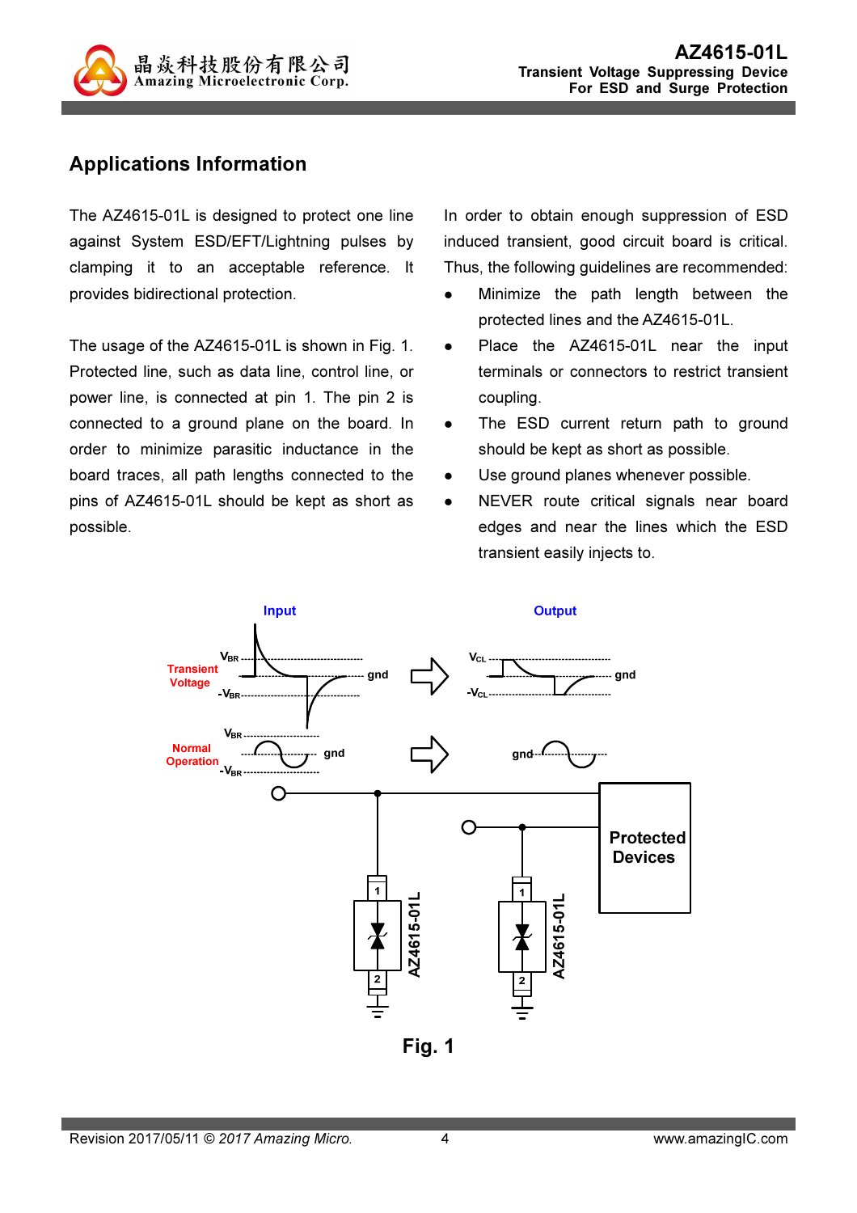## Applications Information

The AZ4615-01L is designed to protect one line against System ESD/EFT/Lightning pulses by clamping it to an acceptable reference. It provides bidirectional protection.

The usage of the AZ4615-01L is shown in Fig. 1. Protected line, such as data line, control line, or power line, is connected at pin 1. The pin 2 is connected to a ground plane on the board. In order to minimize parasitic inductance in the board traces, all path lengths connected to the pins of AZ4615-01L should be kept as short as possible.

In order to obtain enough suppression of ESD induced transient, good circuit board is critical. Thus, the following guidelines are recommended:

- Minimize the path length between the protected lines and the AZ4615-01L.
- Place the AZ4615-01L near the input terminals or connectors to restrict transient coupling.
- The ESD current return path to ground should be kept as short as possible.
- Use ground planes whenever possible.
- NEVER route critical signals near board edges and near the lines which the ESD transient easily injects to.

Fig. 1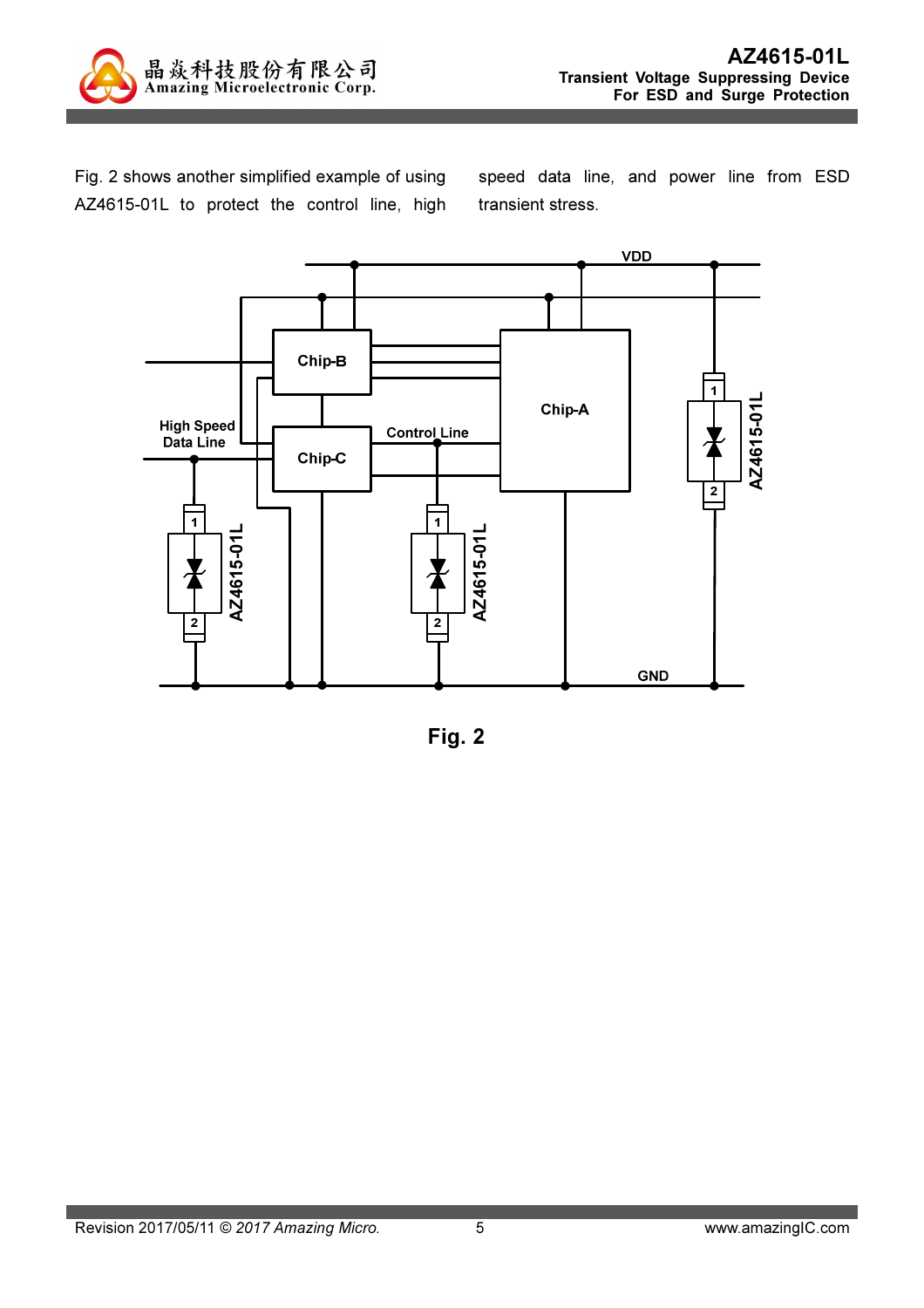Fig. 2 shows another simplified example of using AZ4615-01L to protect the control line, high speed data line, and power line from ESD transient stress.

Fig. 2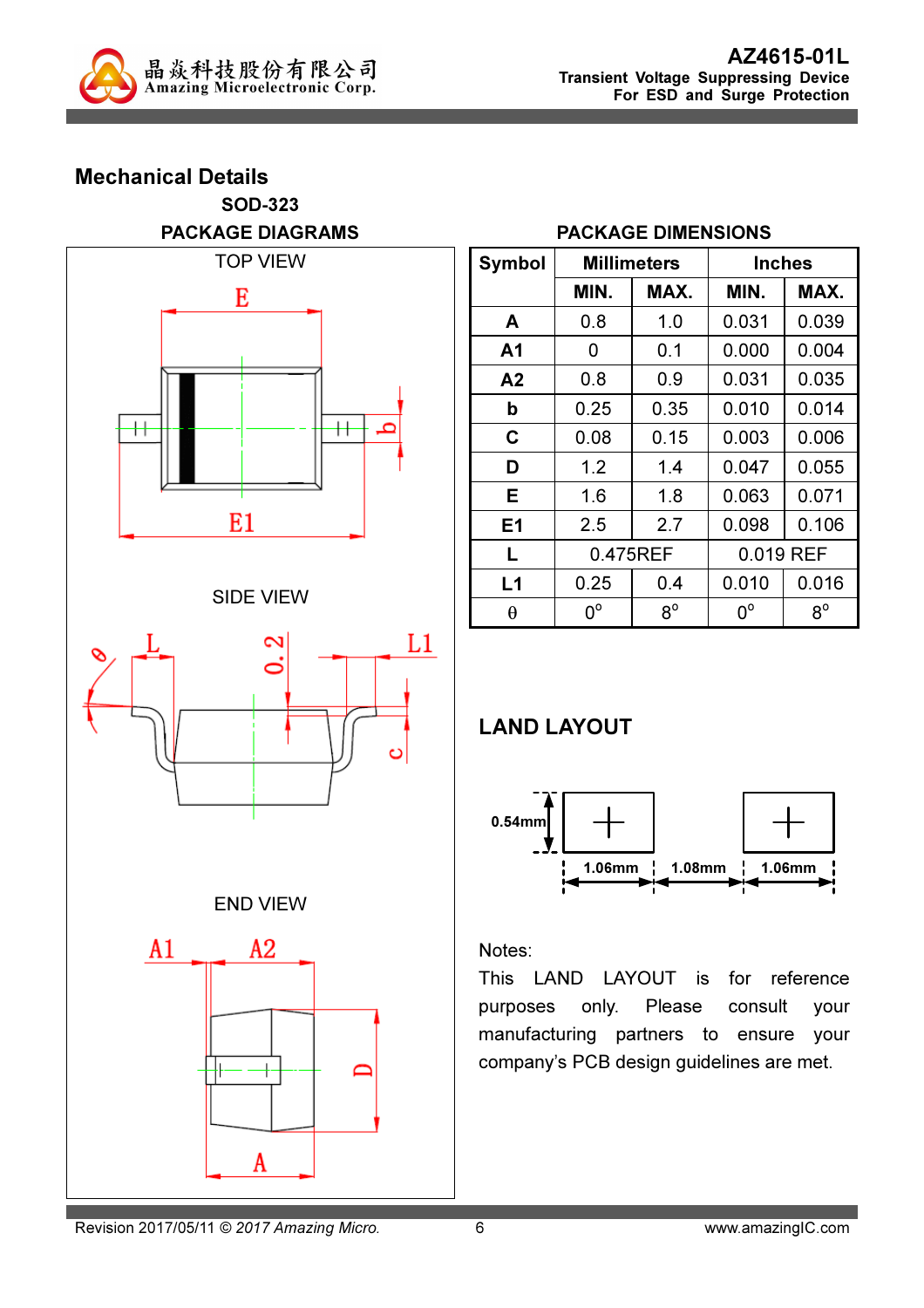## Mechanical Details

### SOD-323

#### PACKAGE DIAGRAMS

TOP VIEW

SIDE VIEW

END VIEW

#### PACKAGE DIMENSIONS

| Symbol | Millimeters | | Inches | |
|---|---|---|---|---|
| | MIN. | MAX. | MIN. | MAX. |
| A | 0.8 | 1.0 | 0.031 | 0.039 |
| A1 | 0 | 0.1 | 0.000 | 0.004 |
| A2 | 0.8 | 0.9 | 0.031 | 0.035 |
| b | 0.25 | 0.35 | 0.010 | 0.014 |
| C | 0.08 | 0.15 | 0.003 | 0.006 |
| D | 1.2 | 1.4 | 0.047 | 0.055 |
| E | 1.6 | 1.8 | 0.063 | 0.071 |
| E1 | 2.5 | 2.7 | 0.098 | 0.106 |
| L | 0.475REF | | 0.019 REF | |
| L1 | 0.25 | 0.4 | 0.010 | 0.016 |
| $\theta$ | 0° | 8° | 0° | 8° |

## LAND LAYOUT

0.54mm

1.06mm 1.08mm 1.06mm

Notes:

This LAND LAYOUT is for reference purposes only. Please consult your manufacturing partners to ensure your company's PCB design guidelines are met.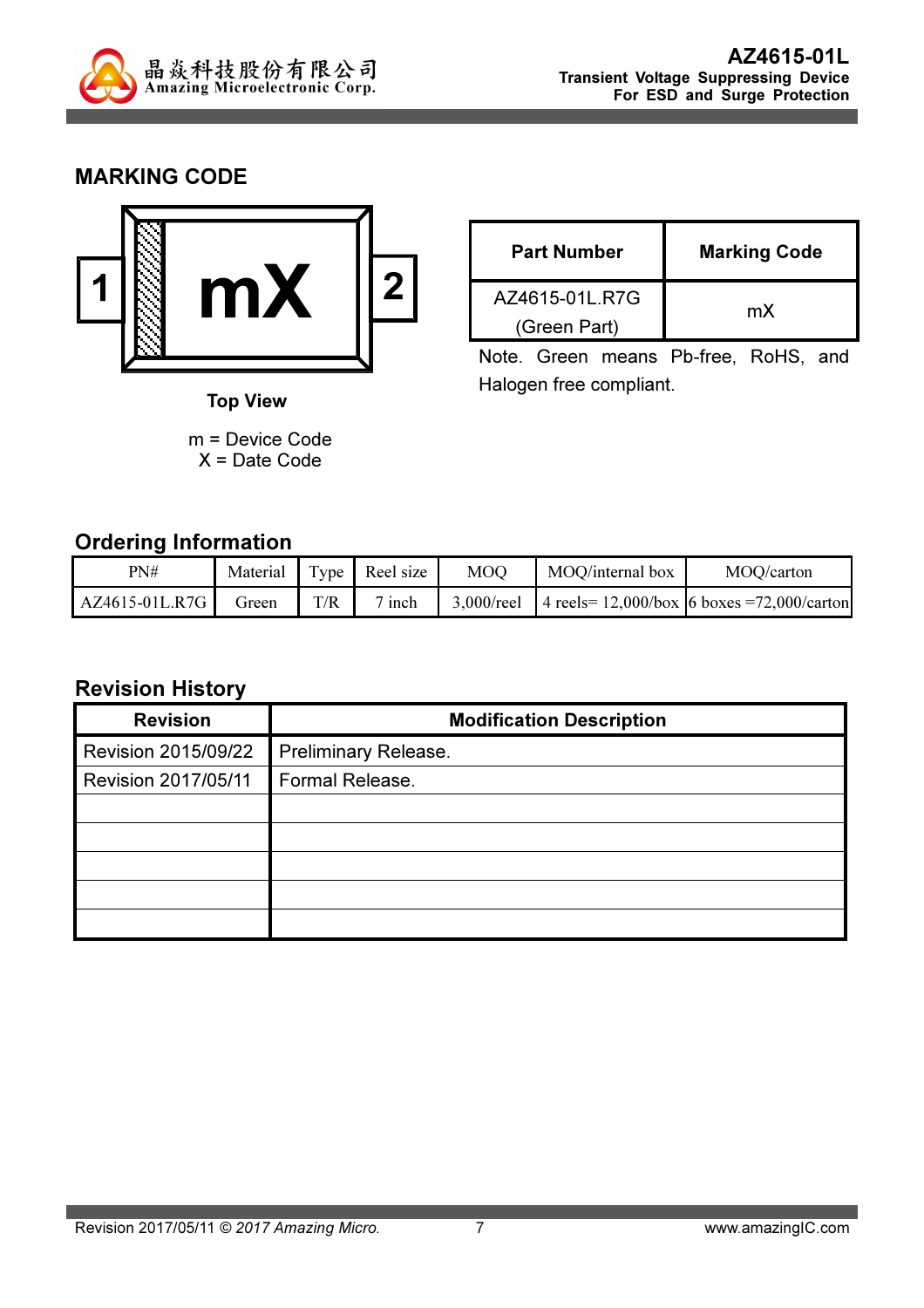## MARKING CODE

1 mX 2

**Top View**

m = Device Code
X = Date Code

| Part Number | Marking Code |
|---|---|
| AZ4615-01L.R7G (Green Part) | mX |

Note. Green means Pb-free, RoHS, and Halogen free compliant.

## Ordering Information

| PN# | Material | Type | Reel size | MOQ | MOQ/internal box | MOQ/carton |
|---|---|---|---|---|---|---|
| AZ4615-01L.R7G | Green | T/R | 7 inch | 3,000/reel | 4 reels= 12,000/box | 6 boxes =72,000/carton |

## Revision History

| Revision | Modification Description |
|---|---|
| Revision 2015/09/22 | Preliminary Release. |
| Revision 2017/05/11 | Formal Release. |
| | |
| | |
| | |
| | |
| | |